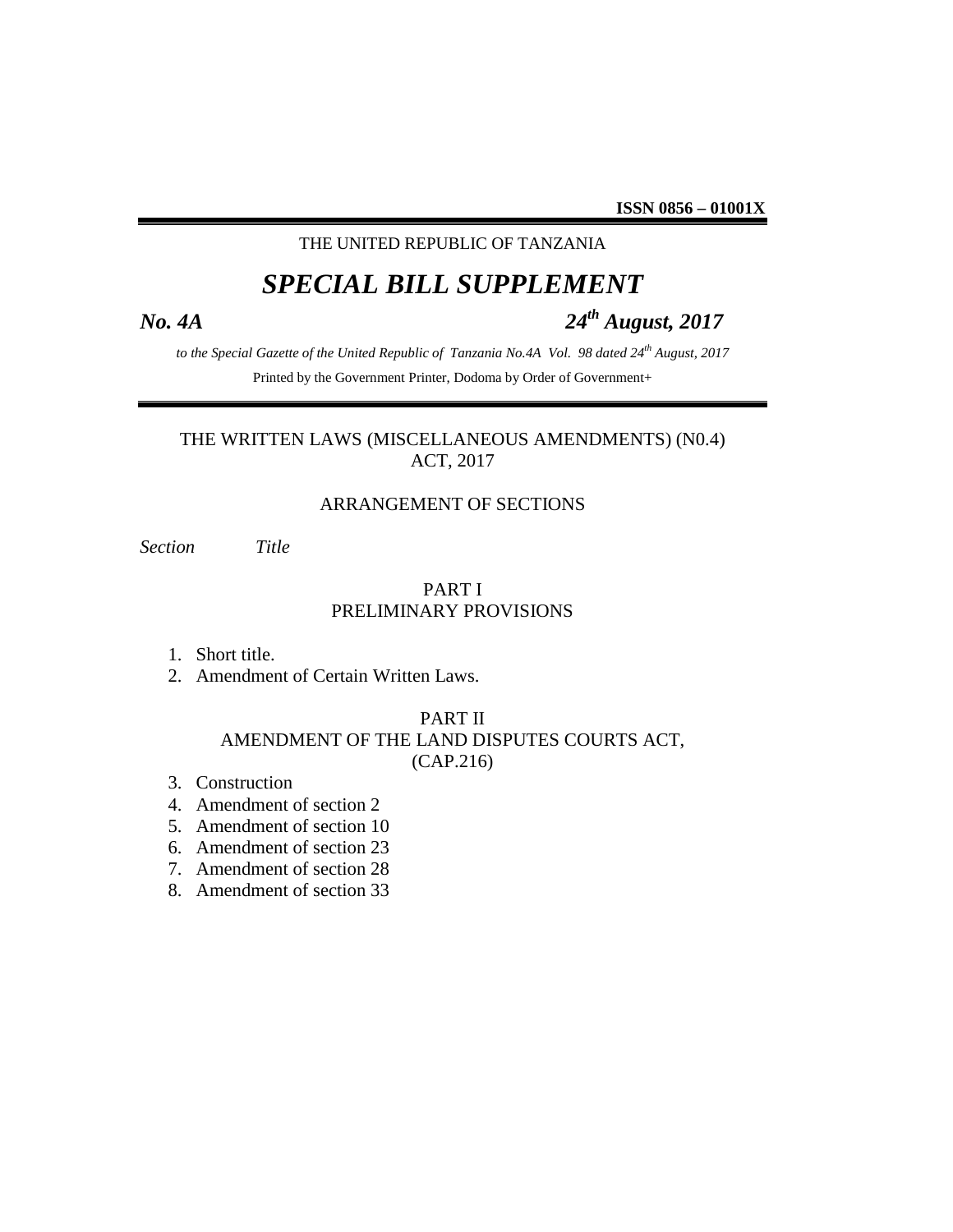**ISSN 0856 – 01001X**

THE UNITED REPUBLIC OF TANZANIA

# *SPECIAL BILL SUPPLEMENT*

***No. 4A*** ***24th August, 2017***

*to the Special Gazette of the United Republic of Tanzania No.4A Vol. 98 dated 24th August, 2017*

Printed by the Government Printer, Dodoma by Order of Government+

## THE WRITTEN LAWS (MISCELLANEOUS AMENDMENTS) (N0.4) ACT, 2017

### ARRANGEMENT OF SECTIONS

*Section* *Title*

### PART I
### PRELIMINARY PROVISIONS

1. Short title.
2. Amendment of Certain Written Laws.

### PART II
### AMENDMENT OF THE LAND DISPUTES COURTS ACT, (CAP.216)

3. Construction
4. Amendment of section 2
5. Amendment of section 10
6. Amendment of section 23
7. Amendment of section 28
8. Amendment of section 33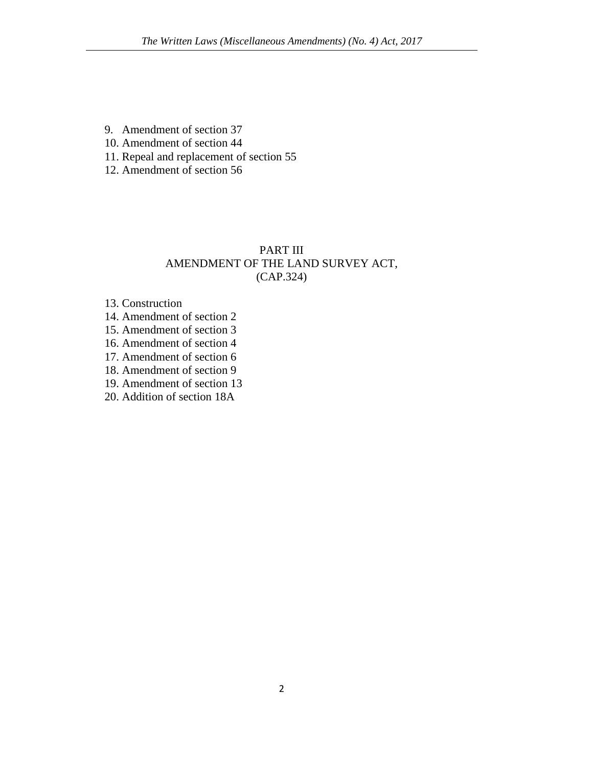9. Amendment of section 37
10. Amendment of section 44
11. Repeal and replacement of section 55
12. Amendment of section 56

## PART III
## AMENDMENT OF THE LAND SURVEY ACT, (CAP.324)

13. Construction
14. Amendment of section 2
15. Amendment of section 3
16. Amendment of section 4
17. Amendment of section 6
18. Amendment of section 9
19. Amendment of section 13
20. Addition of section 18A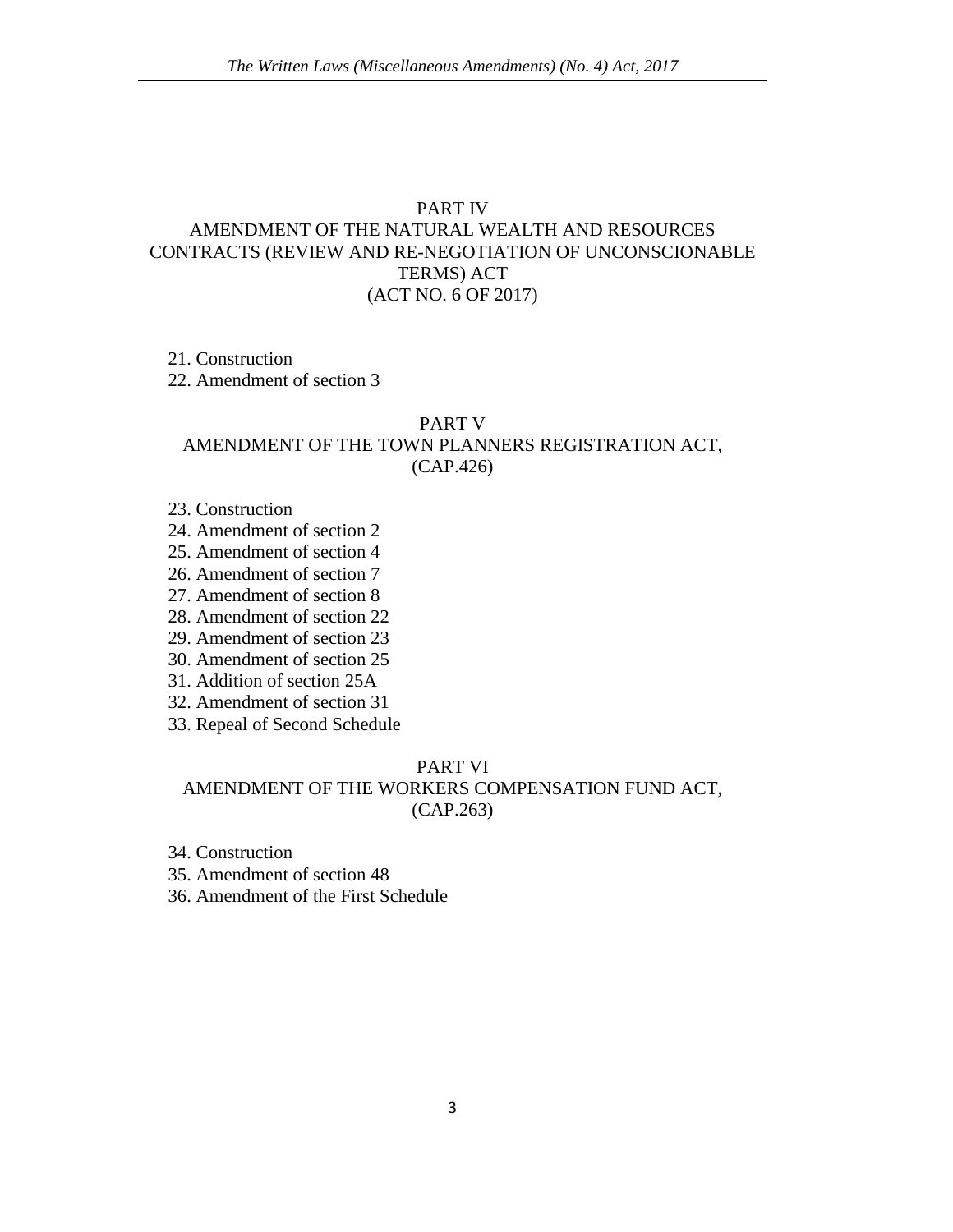## PART IV
## AMENDMENT OF THE NATURAL WEALTH AND RESOURCES CONTRACTS (REVIEW AND RE-NEGOTIATION OF UNCONSCIONABLE TERMS) ACT
## (ACT NO. 6 OF 2017)

21. Construction
22. Amendment of section 3

## PART V
## AMENDMENT OF THE TOWN PLANNERS REGISTRATION ACT, (CAP.426)

23. Construction
24. Amendment of section 2
25. Amendment of section 4
26. Amendment of section 7
27. Amendment of section 8
28. Amendment of section 22
29. Amendment of section 23
30. Amendment of section 25
31. Addition of section 25A
32. Amendment of section 31
33. Repeal of Second Schedule

## PART VI
## AMENDMENT OF THE WORKERS COMPENSATION FUND ACT, (CAP.263)

34. Construction
35. Amendment of section 48
36. Amendment of the First Schedule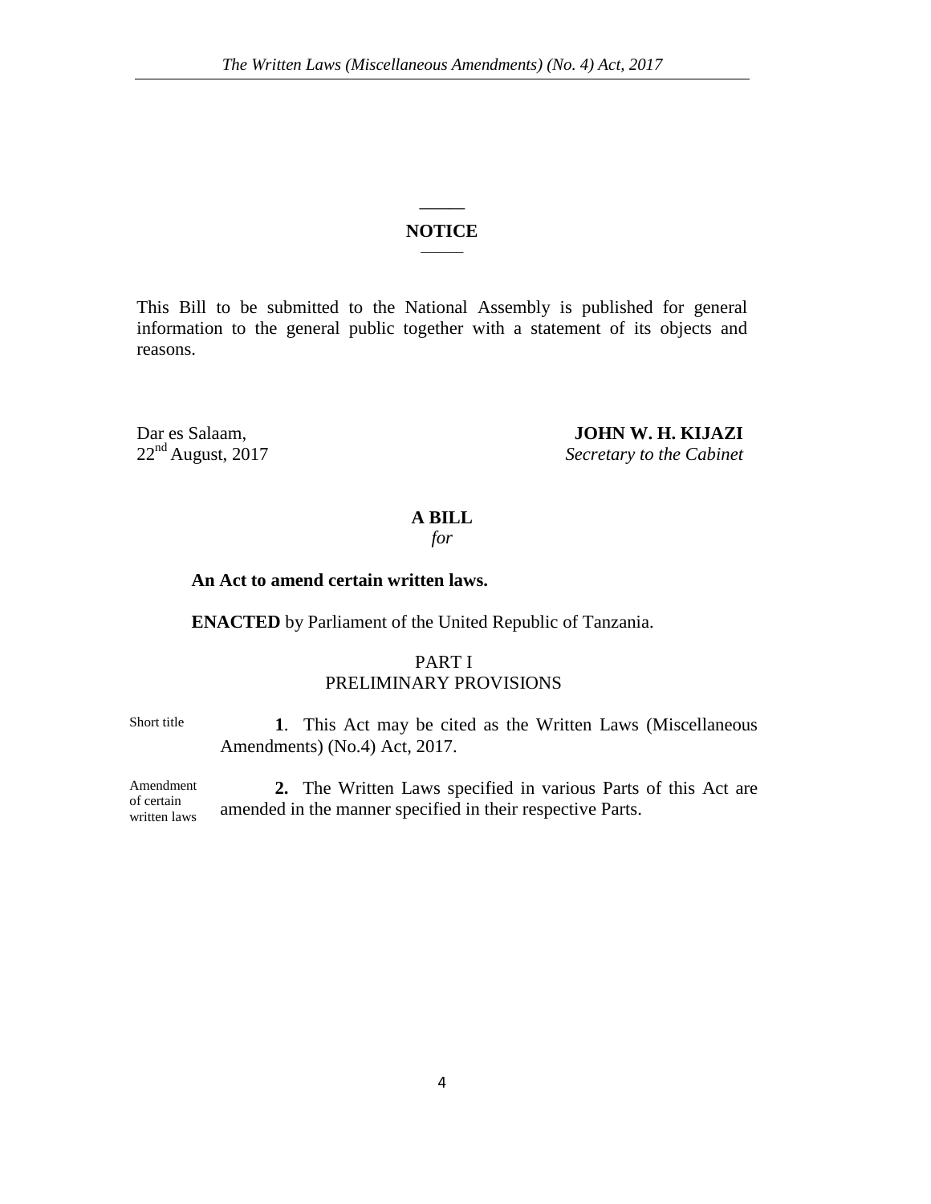## NOTICE

This Bill to be submitted to the National Assembly is published for general information to the general public together with a statement of its objects and reasons.

Dar es Salaam,
22nd August, 2017

**JOHN W. H. KIJAZI**
*Secretary to the Cabinet*

**A BILL**
*for*

**An Act to amend certain written laws.**

**ENACTED** by Parliament of the United Republic of Tanzania.

PART I
PRELIMINARY PROVISIONS

Short title

**1**. This Act may be cited as the Written Laws (Miscellaneous Amendments) (No.4) Act, 2017.

Amendment of certain written laws

**2.** The Written Laws specified in various Parts of this Act are amended in the manner specified in their respective Parts.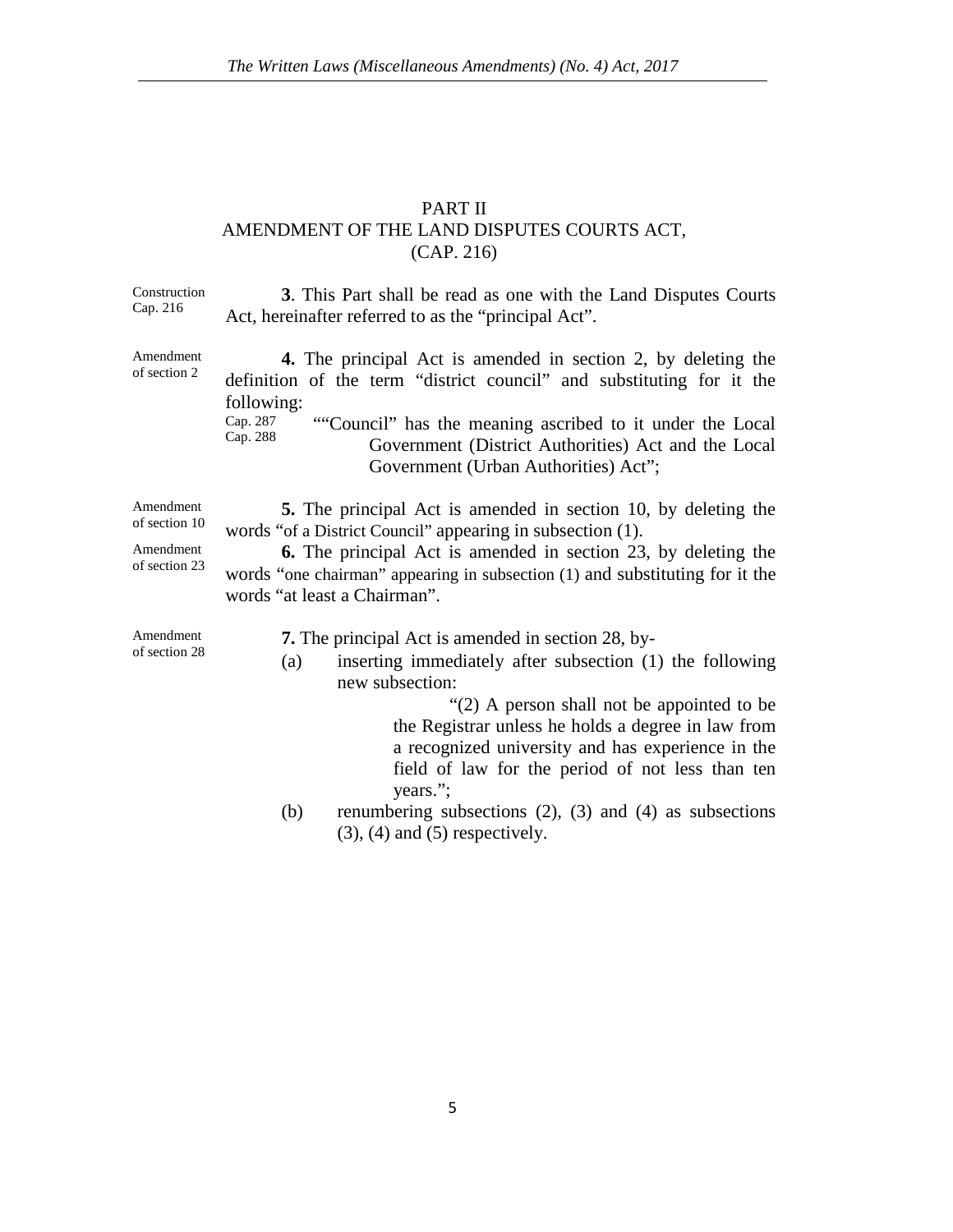## PART II
## AMENDMENT OF THE LAND DISPUTES COURTS ACT, (CAP. 216)

Construction Cap. 216

**3**. This Part shall be read as one with the Land Disputes Courts Act, hereinafter referred to as the "principal Act".

Amendment of section 2

**4.** The principal Act is amended in section 2, by deleting the definition of the term "district council" and substituting for it the following:

Cap. 287 Cap. 288

""Council" has the meaning ascribed to it under the Local Government (District Authorities) Act and the Local Government (Urban Authorities) Act";

Amendment of section 10

**5.** The principal Act is amended in section 10, by deleting the words "of a District Council" appearing in subsection (1).

Amendment of section 23

**6.** The principal Act is amended in section 23, by deleting the words "one chairman" appearing in subsection (1) and substituting for it the words "at least a Chairman".

Amendment of section 28

**7.** The principal Act is amended in section 28, by-

(a) inserting immediately after subsection (1) the following new subsection:

"(2) A person shall not be appointed to be the Registrar unless he holds a degree in law from a recognized university and has experience in the field of law for the period of not less than ten years.";

(b) renumbering subsections (2), (3) and (4) as subsections (3), (4) and (5) respectively.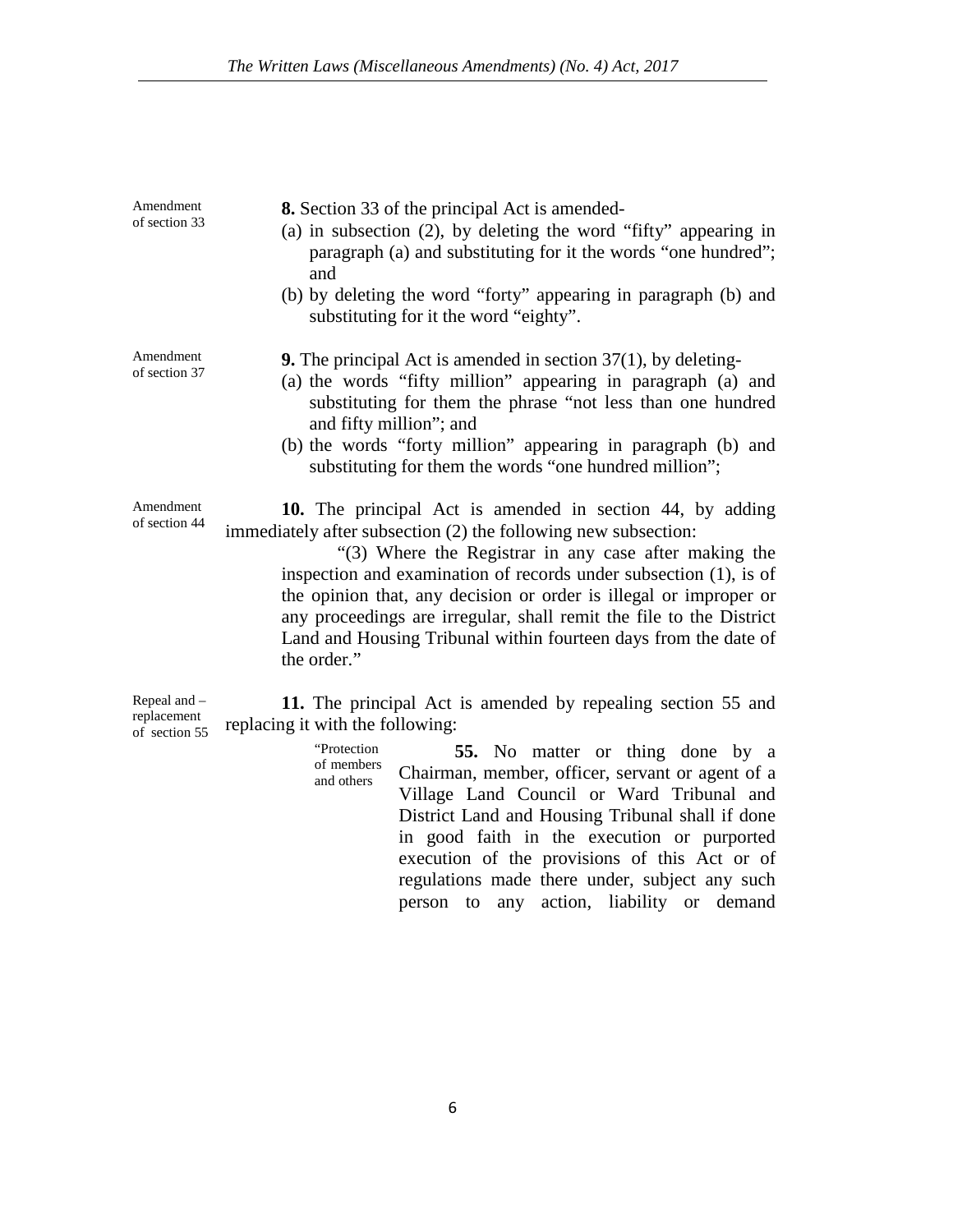Amendment of section 33

**8.** Section 33 of the principal Act is amended-

(a) in subsection (2), by deleting the word "fifty" appearing in paragraph (a) and substituting for it the words "one hundred"; and

(b) by deleting the word "forty" appearing in paragraph (b) and substituting for it the word "eighty".

Amendment of section 37

**9.** The principal Act is amended in section 37(1), by deleting-

(a) the words "fifty million" appearing in paragraph (a) and substituting for them the phrase "not less than one hundred and fifty million"; and

(b) the words "forty million" appearing in paragraph (b) and substituting for them the words "one hundred million";

Amendment of section 44

**10.** The principal Act is amended in section 44, by adding immediately after subsection (2) the following new subsection:

"(3) Where the Registrar in any case after making the inspection and examination of records under subsection (1), is of the opinion that, any decision or order is illegal or improper or any proceedings are irregular, shall remit the file to the District Land and Housing Tribunal within fourteen days from the date of the order."

Repeal and – replacement of section 55

**11.** The principal Act is amended by repealing section 55 and replacing it with the following:

"Protection of members and others

**55.** No matter or thing done by a Chairman, member, officer, servant or agent of a Village Land Council or Ward Tribunal and District Land and Housing Tribunal shall if done in good faith in the execution or purported execution of the provisions of this Act or of regulations made there under, subject any such person to any action, liability or demand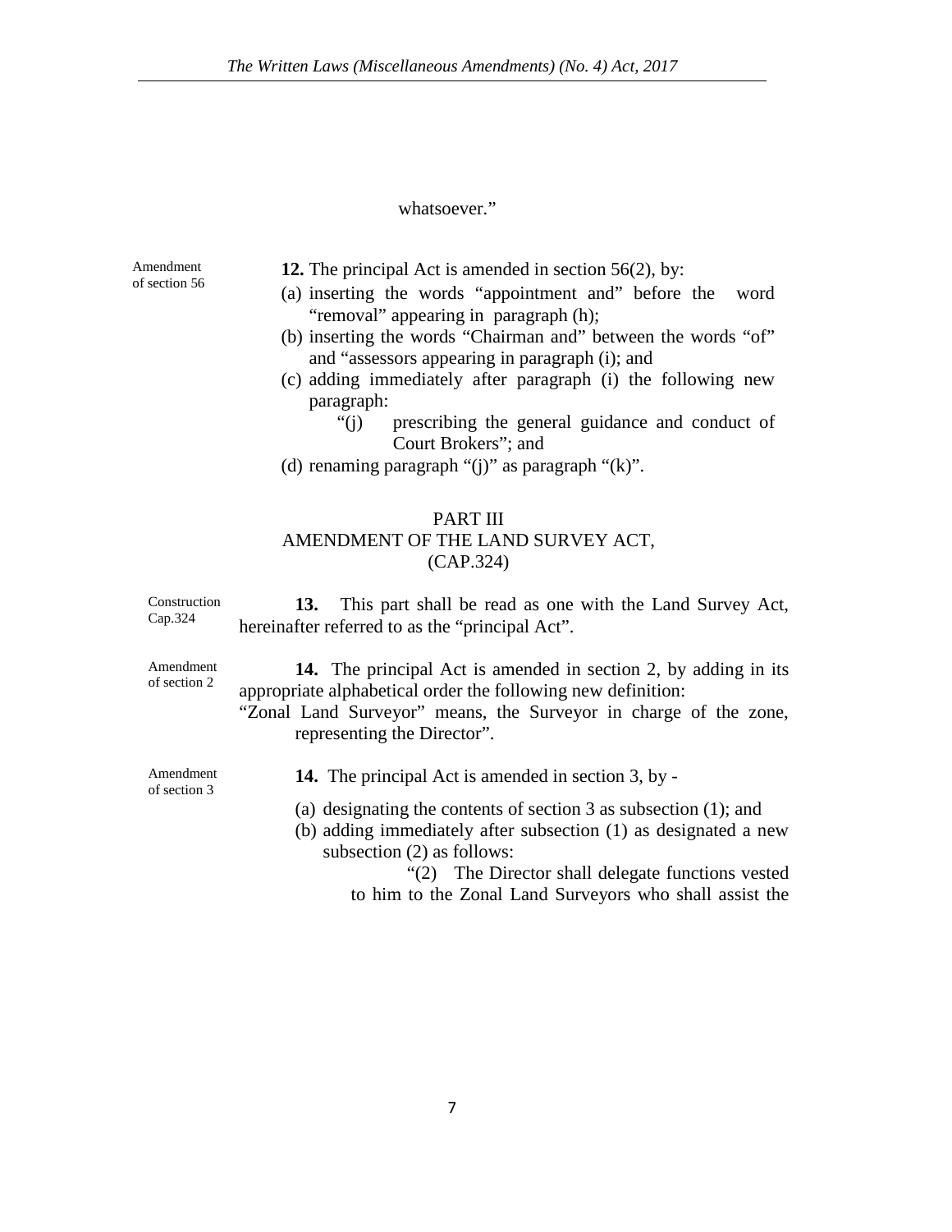whatsoever."

Amendment of section 56

**12.** The principal Act is amended in section 56(2), by:

(a) inserting the words "appointment and" before the word "removal" appearing in paragraph (h);

(b) inserting the words "Chairman and" between the words "of" and "assessors appearing in paragraph (i); and

(c) adding immediately after paragraph (i) the following new paragraph:

"(j) prescribing the general guidance and conduct of Court Brokers"; and

(d) renaming paragraph "(j)" as paragraph "(k)".

## PART III
## AMENDMENT OF THE LAND SURVEY ACT, (CAP.324)

Construction Cap.324

**13.** This part shall be read as one with the Land Survey Act, hereinafter referred to as the "principal Act".

Amendment of section 2

**14.** The principal Act is amended in section 2, by adding in its appropriate alphabetical order the following new definition:

"Zonal Land Surveyor" means, the Surveyor in charge of the zone, representing the Director".

Amendment of section 3

**14.** The principal Act is amended in section 3, by -

(a) designating the contents of section 3 as subsection (1); and

(b) adding immediately after subsection (1) as designated a new subsection (2) as follows:

"(2) The Director shall delegate functions vested to him to the Zonal Land Surveyors who shall assist the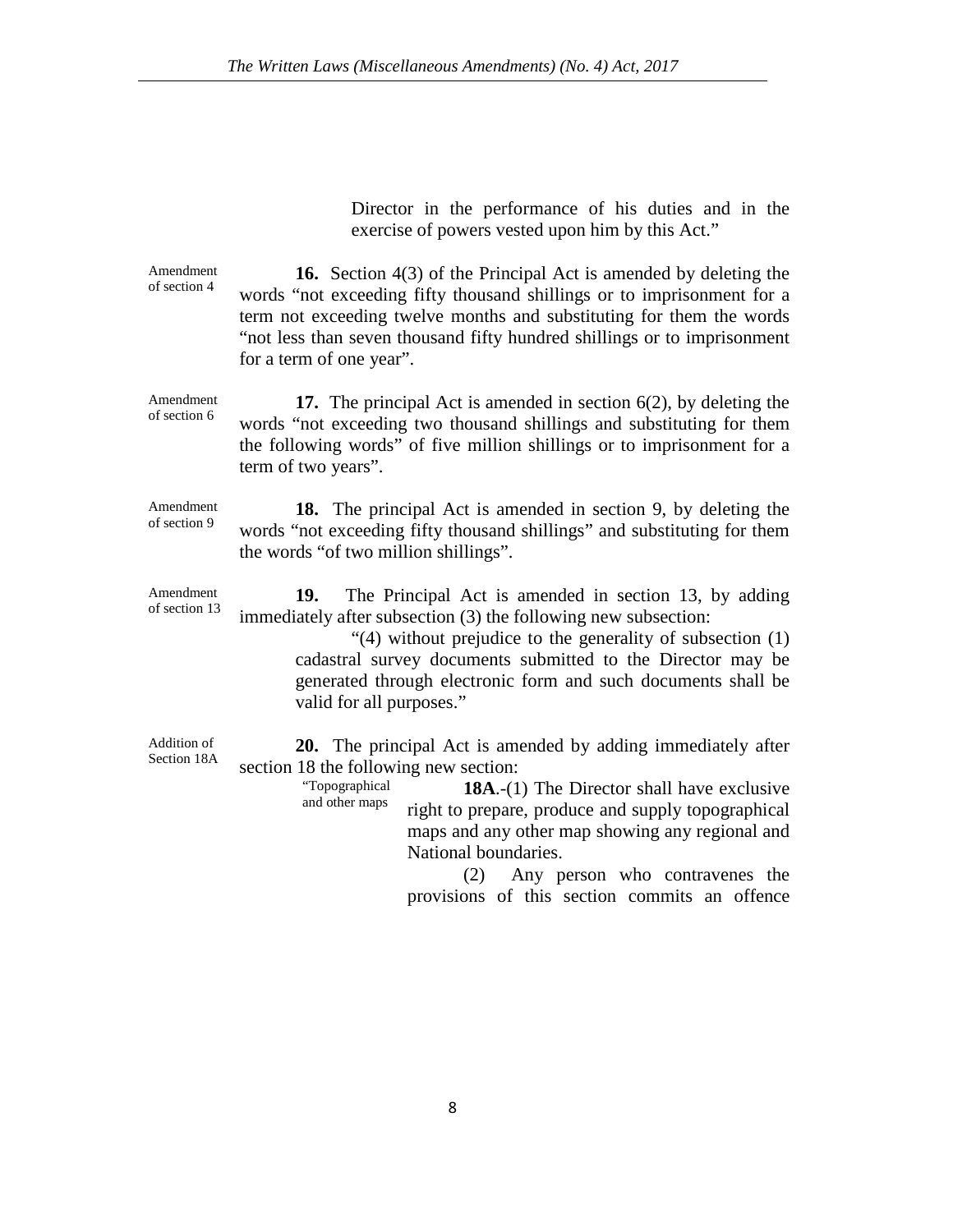Director in the performance of his duties and in the exercise of powers vested upon him by this Act."

Amendment of section 4

**16.** Section 4(3) of the Principal Act is amended by deleting the words "not exceeding fifty thousand shillings or to imprisonment for a term not exceeding twelve months and substituting for them the words "not less than seven thousand fifty hundred shillings or to imprisonment for a term of one year".

Amendment of section 6

**17.** The principal Act is amended in section 6(2), by deleting the words "not exceeding two thousand shillings and substituting for them the following words" of five million shillings or to imprisonment for a term of two years".

Amendment of section 9

**18.** The principal Act is amended in section 9, by deleting the words "not exceeding fifty thousand shillings" and substituting for them the words "of two million shillings".

Amendment of section 13

**19.** The Principal Act is amended in section 13, by adding immediately after subsection (3) the following new subsection:

"(4) without prejudice to the generality of subsection (1) cadastral survey documents submitted to the Director may be generated through electronic form and such documents shall be valid for all purposes."

Addition of Section 18A

**20.** The principal Act is amended by adding immediately after section 18 the following new section:

"Topographical and other maps

**18A**.-(1) The Director shall have exclusive right to prepare, produce and supply topographical maps and any other map showing any regional and National boundaries.

(2) Any person who contravenes the provisions of this section commits an offence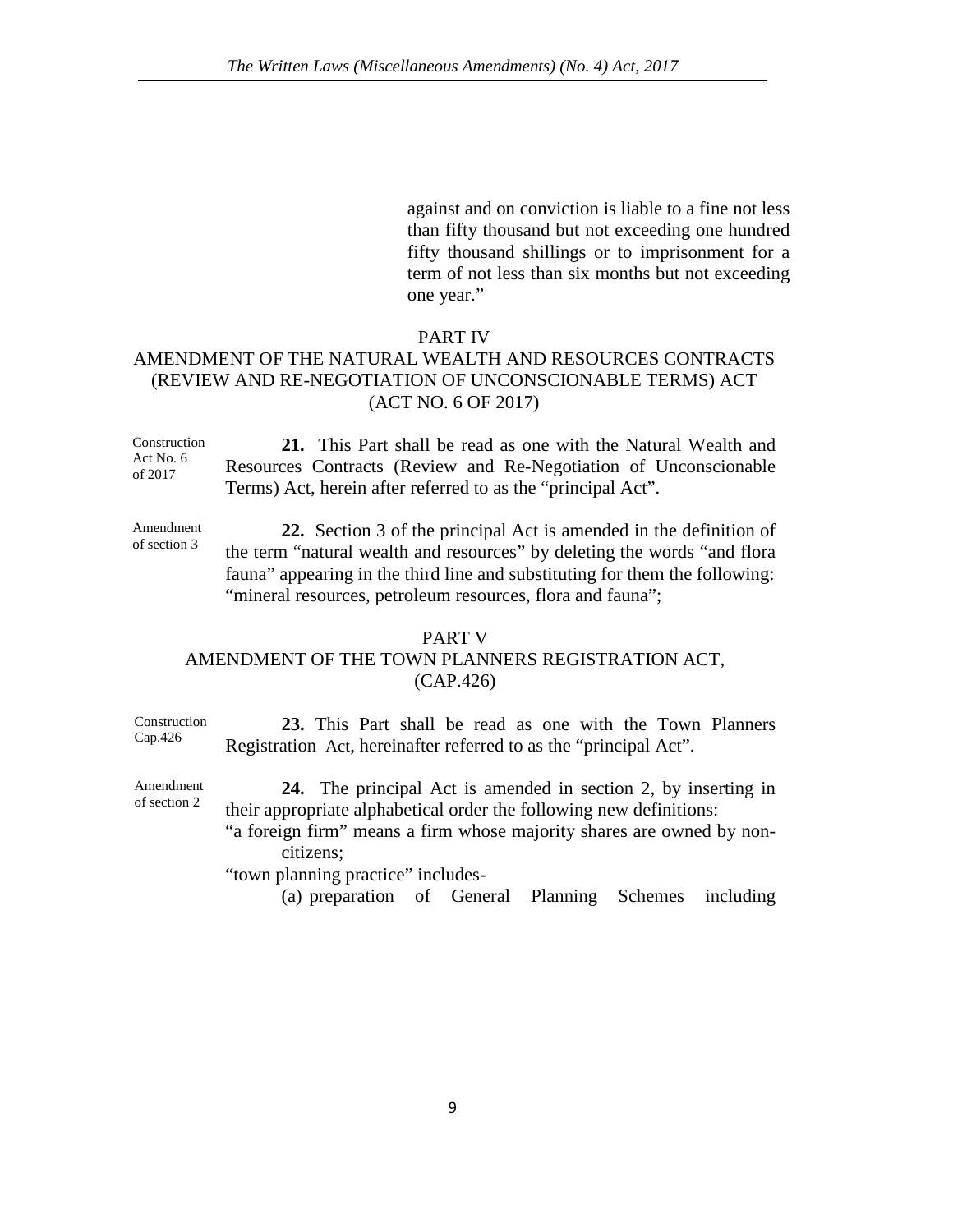against and on conviction is liable to a fine not less than fifty thousand but not exceeding one hundred fifty thousand shillings or to imprisonment for a term of not less than six months but not exceeding one year."

## PART IV
## AMENDMENT OF THE NATURAL WEALTH AND RESOURCES CONTRACTS (REVIEW AND RE-NEGOTIATION OF UNCONSCIONABLE TERMS) ACT (ACT NO. 6 OF 2017)

Construction Act No. 6 of 2017

**21.** This Part shall be read as one with the Natural Wealth and Resources Contracts (Review and Re-Negotiation of Unconscionable Terms) Act, herein after referred to as the "principal Act".

Amendment of section 3

**22.** Section 3 of the principal Act is amended in the definition of the term "natural wealth and resources" by deleting the words "and flora fauna" appearing in the third line and substituting for them the following: "mineral resources, petroleum resources, flora and fauna";

## PART V
## AMENDMENT OF THE TOWN PLANNERS REGISTRATION ACT, (CAP.426)

Construction Cap.426

**23.** This Part shall be read as one with the Town Planners Registration Act, hereinafter referred to as the "principal Act".

Amendment of section 2

**24.** The principal Act is amended in section 2, by inserting in their appropriate alphabetical order the following new definitions:

"a foreign firm" means a firm whose majority shares are owned by non-citizens;

"town planning practice" includes-

(a) preparation of General Planning Schemes including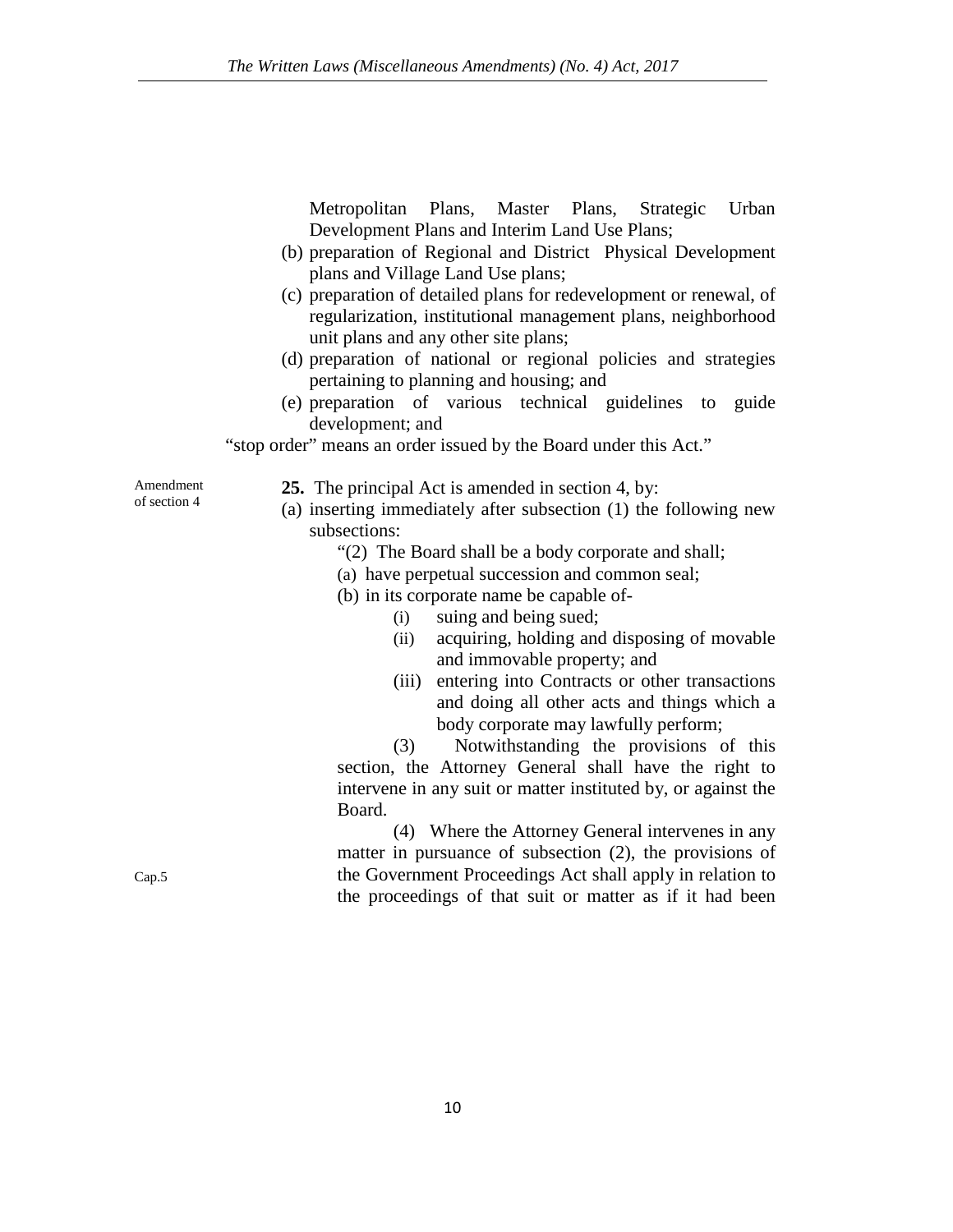Metropolitan Plans, Master Plans, Strategic Urban Development Plans and Interim Land Use Plans;

(b) preparation of Regional and District Physical Development plans and Village Land Use plans;

(c) preparation of detailed plans for redevelopment or renewal, of regularization, institutional management plans, neighborhood unit plans and any other site plans;

(d) preparation of national or regional policies and strategies pertaining to planning and housing; and

(e) preparation of various technical guidelines to guide development; and

"stop order" means an order issued by the Board under this Act."

Amendment of section 4

**25.** The principal Act is amended in section 4, by:

(a) inserting immediately after subsection (1) the following new subsections:

"(2) The Board shall be a body corporate and shall;

(a) have perpetual succession and common seal;

(b) in its corporate name be capable of-

(i) suing and being sued;

(ii) acquiring, holding and disposing of movable and immovable property; and

(iii) entering into Contracts or other transactions and doing all other acts and things which a body corporate may lawfully perform;

(3) Notwithstanding the provisions of this section, the Attorney General shall have the right to intervene in any suit or matter instituted by, or against the Board.

(4) Where the Attorney General intervenes in any matter in pursuance of subsection (2), the provisions of the Government Proceedings Act shall apply in relation to the proceedings of that suit or matter as if it had been

Cap.5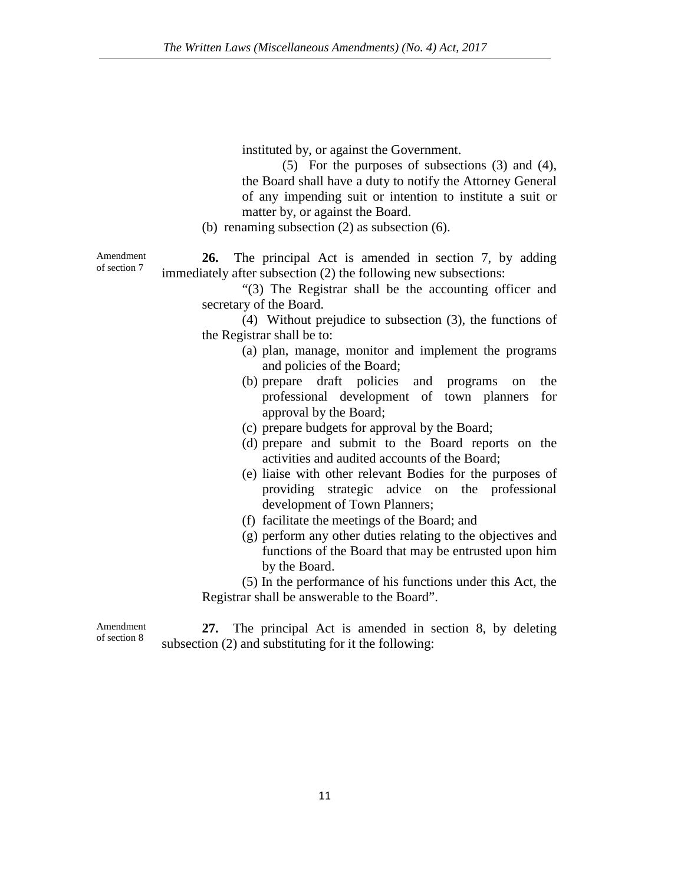instituted by, or against the Government.

(5) For the purposes of subsections (3) and (4), the Board shall have a duty to notify the Attorney General of any impending suit or intention to institute a suit or matter by, or against the Board.

(b) renaming subsection (2) as subsection (6).

Amendment of section 7

**26.** The principal Act is amended in section 7, by adding immediately after subsection (2) the following new subsections:

"(3) The Registrar shall be the accounting officer and secretary of the Board.

(4) Without prejudice to subsection (3), the functions of the Registrar shall be to:

(a) plan, manage, monitor and implement the programs and policies of the Board;
(b) prepare draft policies and programs on the professional development of town planners for approval by the Board;
(c) prepare budgets for approval by the Board;
(d) prepare and submit to the Board reports on the activities and audited accounts of the Board;
(e) liaise with other relevant Bodies for the purposes of providing strategic advice on the professional development of Town Planners;
(f) facilitate the meetings of the Board; and
(g) perform any other duties relating to the objectives and functions of the Board that may be entrusted upon him by the Board.

(5) In the performance of his functions under this Act, the Registrar shall be answerable to the Board".

Amendment of section 8

**27.** The principal Act is amended in section 8, by deleting subsection (2) and substituting for it the following: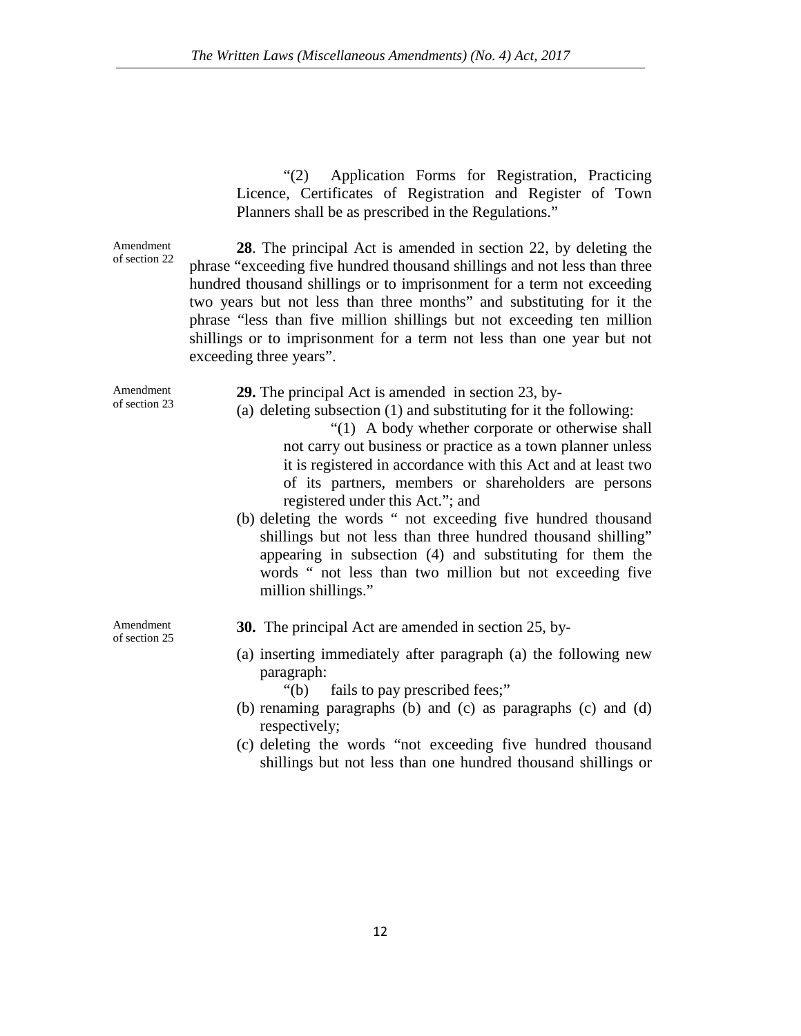"(2) Application Forms for Registration, Practicing Licence, Certificates of Registration and Register of Town Planners shall be as prescribed in the Regulations."

Amendment of section 22

**28**. The principal Act is amended in section 22, by deleting the phrase "exceeding five hundred thousand shillings and not less than three hundred thousand shillings or to imprisonment for a term not exceeding two years but not less than three months" and substituting for it the phrase "less than five million shillings but not exceeding ten million shillings or to imprisonment for a term not less than one year but not exceeding three years".

Amendment of section 23

**29.** The principal Act is amended in section 23, by-

(a) deleting subsection (1) and substituting for it the following:

"(1) A body whether corporate or otherwise shall not carry out business or practice as a town planner unless it is registered in accordance with this Act and at least two of its partners, members or shareholders are persons registered under this Act."; and

(b) deleting the words " not exceeding five hundred thousand shillings but not less than three hundred thousand shilling" appearing in subsection (4) and substituting for them the words " not less than two million but not exceeding five million shillings."

Amendment of section 25

**30.** The principal Act are amended in section 25, by-

(a) inserting immediately after paragraph (a) the following new paragraph:

"(b) fails to pay prescribed fees;"

(b) renaming paragraphs (b) and (c) as paragraphs (c) and (d) respectively;

(c) deleting the words "not exceeding five hundred thousand shillings but not less than one hundred thousand shillings or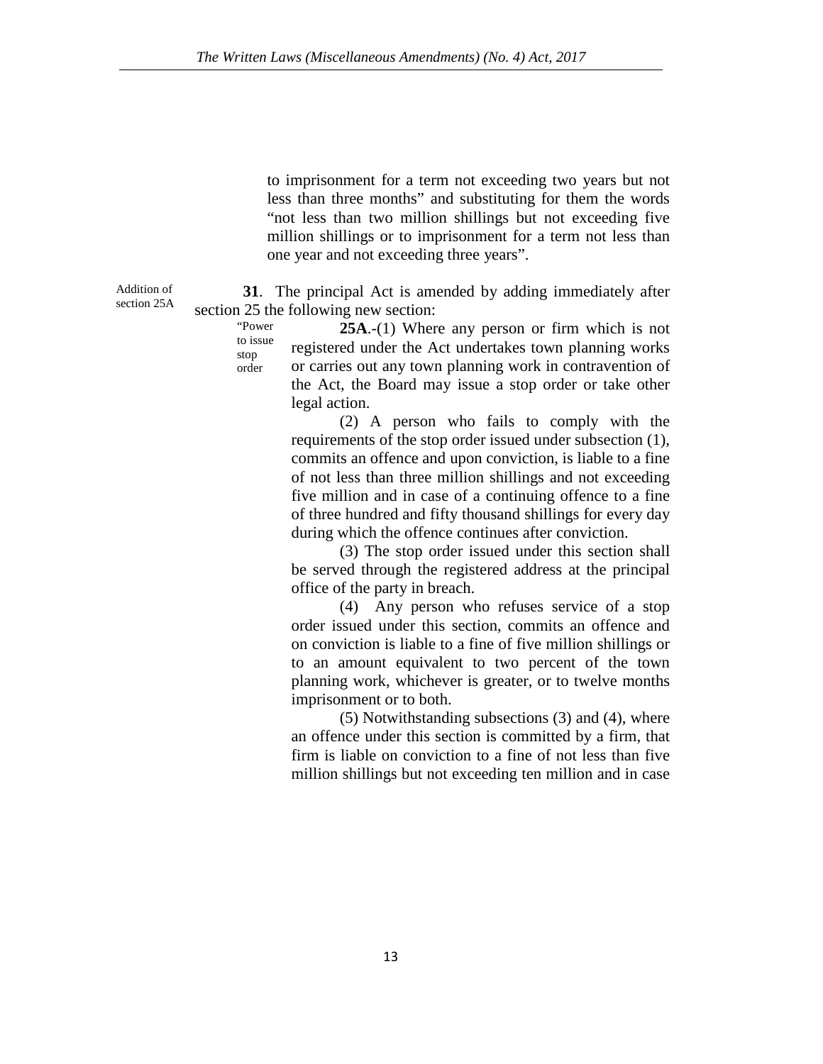to imprisonment for a term not exceeding two years but not less than three months" and substituting for them the words "not less than two million shillings but not exceeding five million shillings or to imprisonment for a term not less than one year and not exceeding three years".

Addition of section 25A

**31**. The principal Act is amended by adding immediately after section 25 the following new section:

"Power to issue stop order

**25A**.-(1) Where any person or firm which is not registered under the Act undertakes town planning works or carries out any town planning work in contravention of the Act, the Board may issue a stop order or take other legal action.

(2) A person who fails to comply with the requirements of the stop order issued under subsection (1), commits an offence and upon conviction, is liable to a fine of not less than three million shillings and not exceeding five million and in case of a continuing offence to a fine of three hundred and fifty thousand shillings for every day during which the offence continues after conviction.

(3) The stop order issued under this section shall be served through the registered address at the principal office of the party in breach.

(4) Any person who refuses service of a stop order issued under this section, commits an offence and on conviction is liable to a fine of five million shillings or to an amount equivalent to two percent of the town planning work, whichever is greater, or to twelve months imprisonment or to both.

(5) Notwithstanding subsections (3) and (4), where an offence under this section is committed by a firm, that firm is liable on conviction to a fine of not less than five million shillings but not exceeding ten million and in case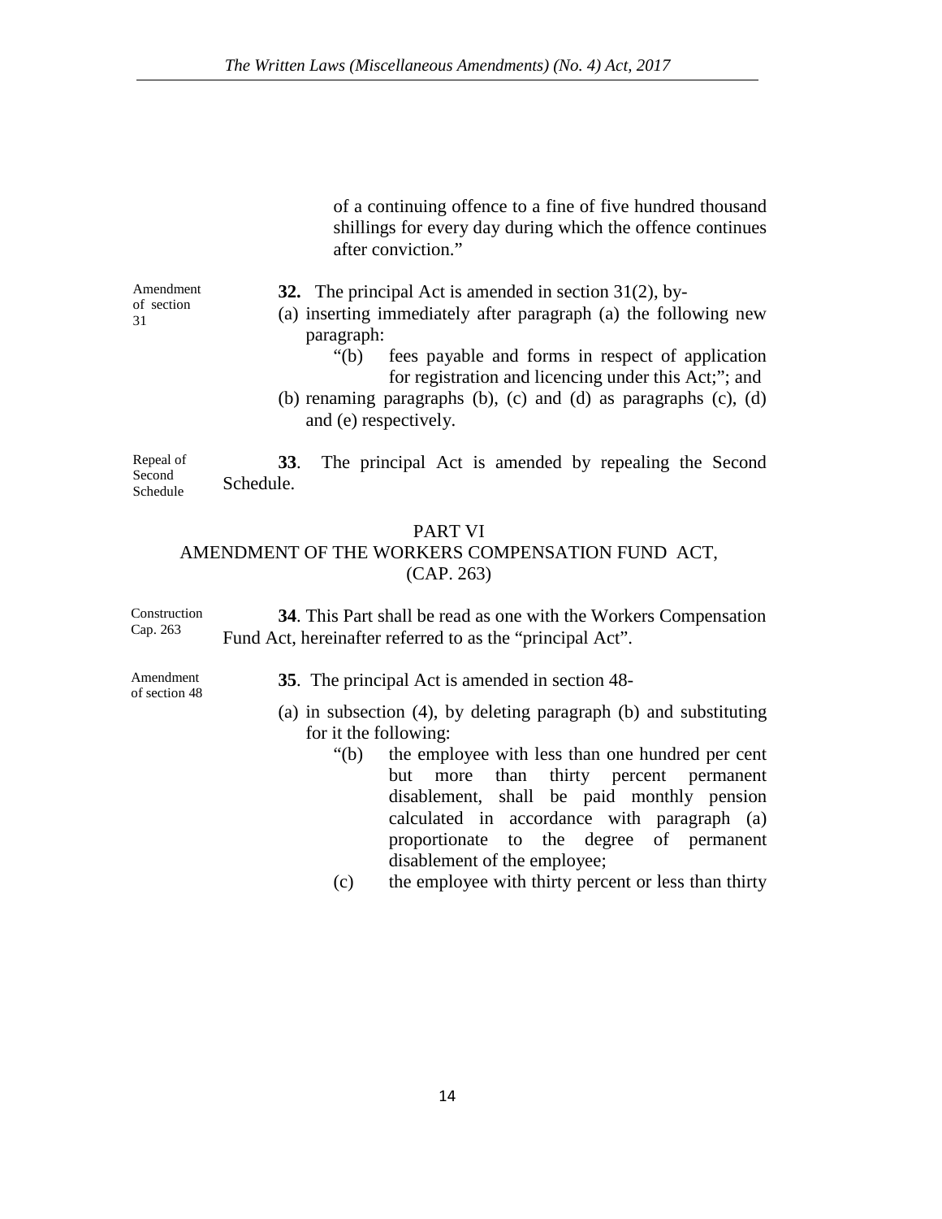of a continuing offence to a fine of five hundred thousand shillings for every day during which the offence continues after conviction."

Amendment of section 31

**32.** The principal Act is amended in section 31(2), by-

(a) inserting immediately after paragraph (a) the following new paragraph:

"(b) fees payable and forms in respect of application for registration and licencing under this Act;"; and

(b) renaming paragraphs (b), (c) and (d) as paragraphs (c), (d) and (e) respectively.

Repeal of Second Schedule

**33**. The principal Act is amended by repealing the Second Schedule.

## PART VI
## AMENDMENT OF THE WORKERS COMPENSATION FUND ACT, (CAP. 263)

Construction Cap. 263

**34**. This Part shall be read as one with the Workers Compensation Fund Act, hereinafter referred to as the "principal Act".

Amendment of section 48

**35**. The principal Act is amended in section 48-

(a) in subsection (4), by deleting paragraph (b) and substituting for it the following:

"(b) the employee with less than one hundred per cent but more than thirty percent permanent disablement, shall be paid monthly pension calculated in accordance with paragraph (a) proportionate to the degree of permanent disablement of the employee;

(c) the employee with thirty percent or less than thirty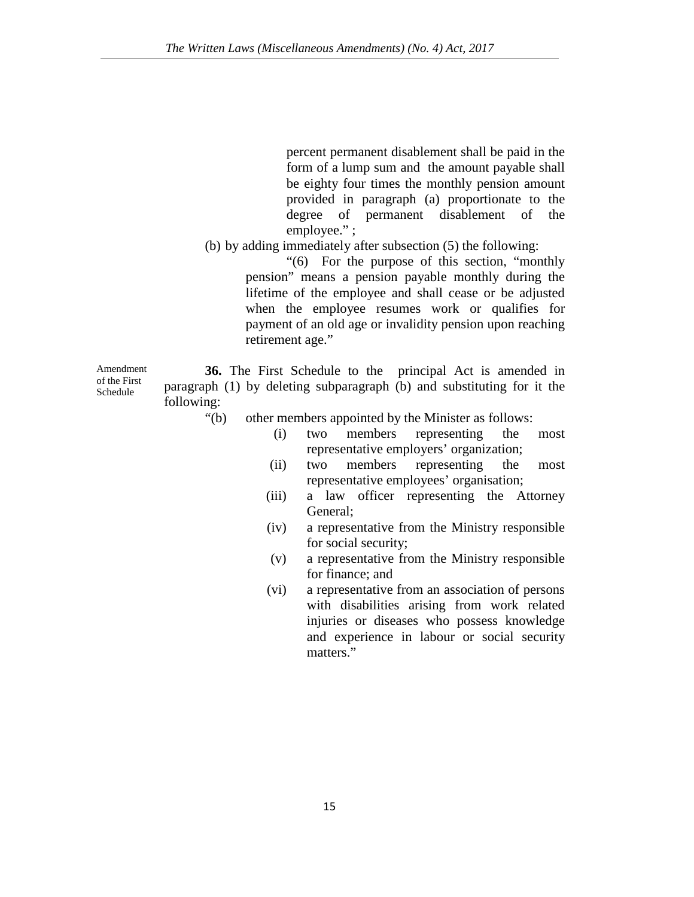percent permanent disablement shall be paid in the form of a lump sum and the amount payable shall be eighty four times the monthly pension amount provided in paragraph (a) proportionate to the degree of permanent disablement of the employee." ;

(b) by adding immediately after subsection (5) the following:

"(6) For the purpose of this section, "monthly pension" means a pension payable monthly during the lifetime of the employee and shall cease or be adjusted when the employee resumes work or qualifies for payment of an old age or invalidity pension upon reaching retirement age."

Amendment of the First Schedule

**36.** The First Schedule to the principal Act is amended in paragraph (1) by deleting subparagraph (b) and substituting for it the following:

"(b) other members appointed by the Minister as follows:

(i) two members representing the most representative employers' organization;

(ii) two members representing the most representative employees' organisation;

(iii) a law officer representing the Attorney General;

(iv) a representative from the Ministry responsible for social security;

(v) a representative from the Ministry responsible for finance; and

(vi) a representative from an association of persons with disabilities arising from work related injuries or diseases who possess knowledge and experience in labour or social security matters."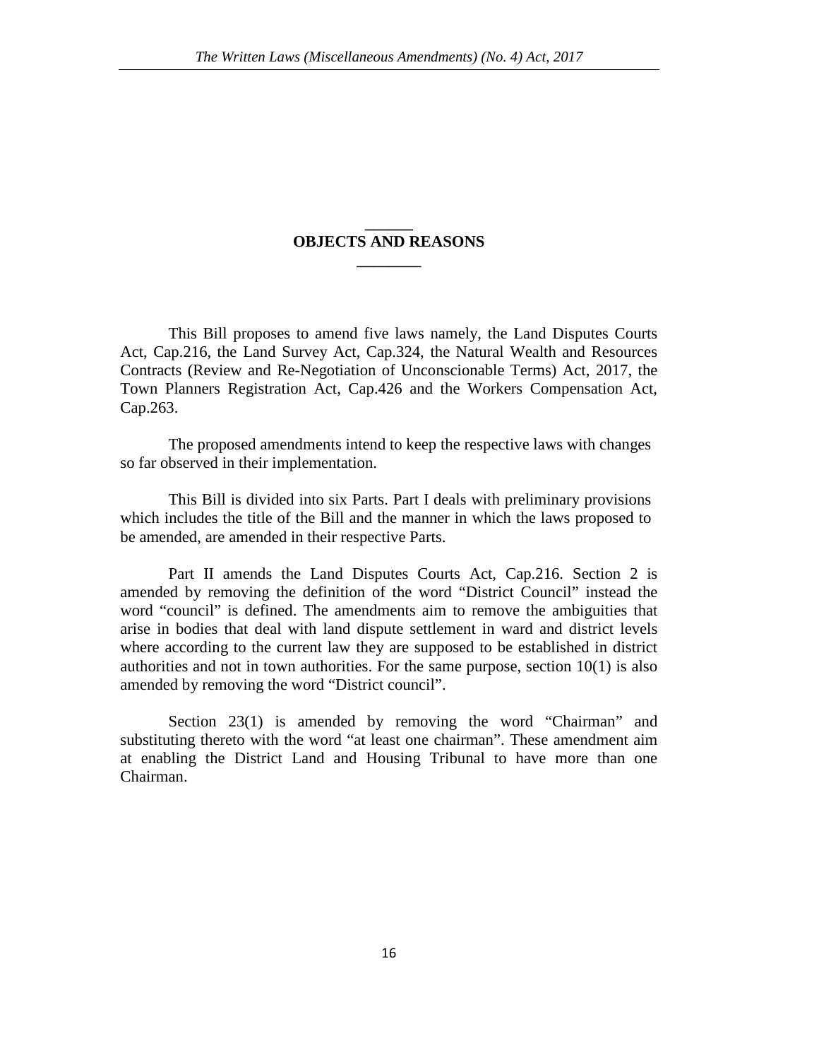## OBJECTS AND REASONS

This Bill proposes to amend five laws namely, the Land Disputes Courts Act, Cap.216, the Land Survey Act, Cap.324, the Natural Wealth and Resources Contracts (Review and Re-Negotiation of Unconscionable Terms) Act, 2017, the Town Planners Registration Act, Cap.426 and the Workers Compensation Act, Cap.263.

The proposed amendments intend to keep the respective laws with changes so far observed in their implementation.

This Bill is divided into six Parts. Part I deals with preliminary provisions which includes the title of the Bill and the manner in which the laws proposed to be amended, are amended in their respective Parts.

Part II amends the Land Disputes Courts Act, Cap.216. Section 2 is amended by removing the definition of the word "District Council" instead the word "council" is defined. The amendments aim to remove the ambiguities that arise in bodies that deal with land dispute settlement in ward and district levels where according to the current law they are supposed to be established in district authorities and not in town authorities. For the same purpose, section 10(1) is also amended by removing the word "District council".

Section 23(1) is amended by removing the word "Chairman" and substituting thereto with the word "at least one chairman". These amendment aim at enabling the District Land and Housing Tribunal to have more than one Chairman.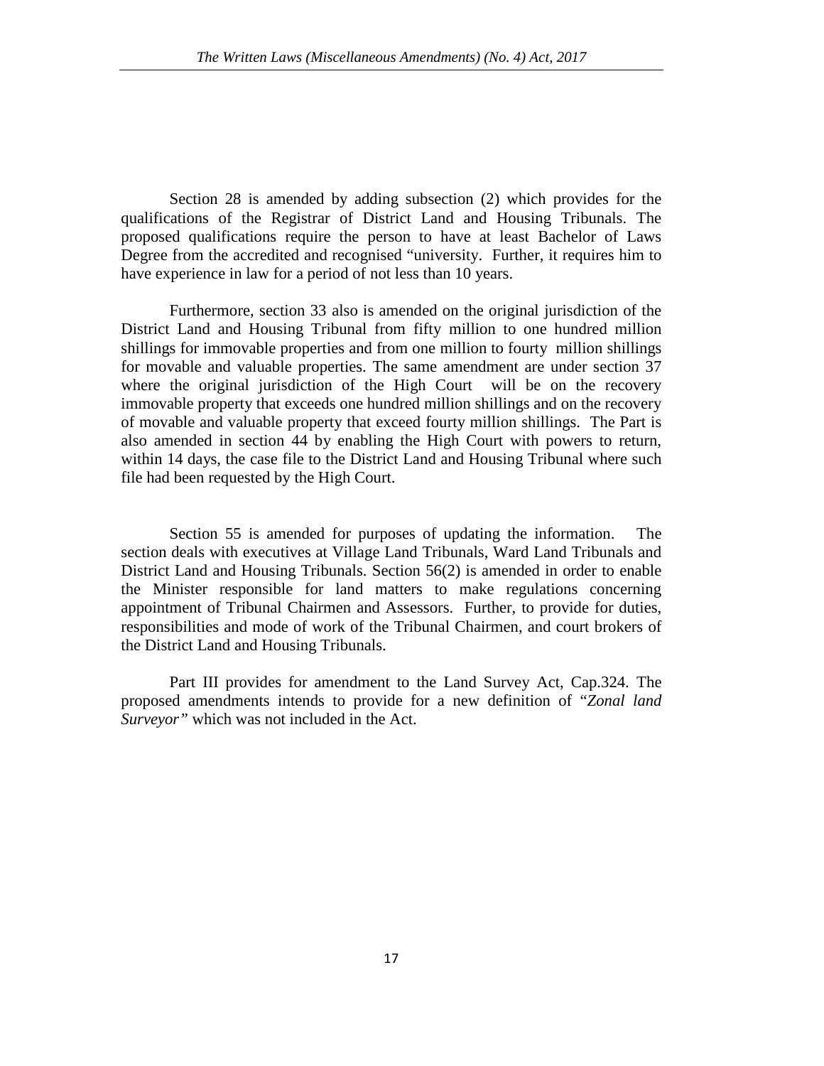Section 28 is amended by adding subsection (2) which provides for the qualifications of the Registrar of District Land and Housing Tribunals. The proposed qualifications require the person to have at least Bachelor of Laws Degree from the accredited and recognised "university. Further, it requires him to have experience in law for a period of not less than 10 years.

Furthermore, section 33 also is amended on the original jurisdiction of the District Land and Housing Tribunal from fifty million to one hundred million shillings for immovable properties and from one million to fourty million shillings for movable and valuable properties. The same amendment are under section 37 where the original jurisdiction of the High Court will be on the recovery immovable property that exceeds one hundred million shillings and on the recovery of movable and valuable property that exceed fourty million shillings. The Part is also amended in section 44 by enabling the High Court with powers to return, within 14 days, the case file to the District Land and Housing Tribunal where such file had been requested by the High Court.

Section 55 is amended for purposes of updating the information. The section deals with executives at Village Land Tribunals, Ward Land Tribunals and District Land and Housing Tribunals. Section 56(2) is amended in order to enable the Minister responsible for land matters to make regulations concerning appointment of Tribunal Chairmen and Assessors. Further, to provide for duties, responsibilities and mode of work of the Tribunal Chairmen, and court brokers of the District Land and Housing Tribunals.

Part III provides for amendment to the Land Survey Act, Cap.324. The proposed amendments intends to provide for a new definition of "*Zonal land Surveyor*" which was not included in the Act.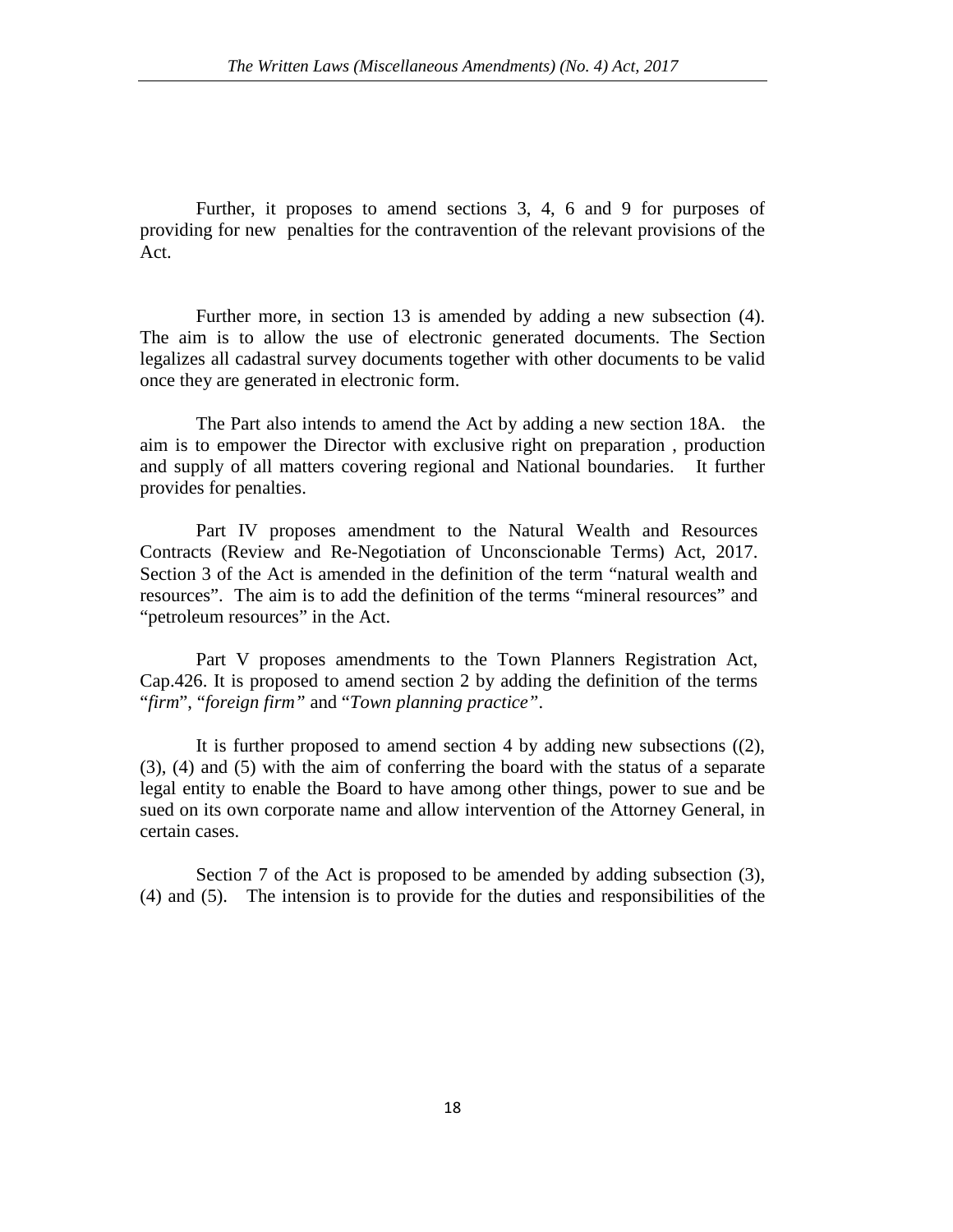Further, it proposes to amend sections 3, 4, 6 and 9 for purposes of providing for new penalties for the contravention of the relevant provisions of the Act.

Further more, in section 13 is amended by adding a new subsection (4). The aim is to allow the use of electronic generated documents. The Section legalizes all cadastral survey documents together with other documents to be valid once they are generated in electronic form.

The Part also intends to amend the Act by adding a new section 18A. the aim is to empower the Director with exclusive right on preparation , production and supply of all matters covering regional and National boundaries. It further provides for penalties.

Part IV proposes amendment to the Natural Wealth and Resources Contracts (Review and Re-Negotiation of Unconscionable Terms) Act, 2017. Section 3 of the Act is amended in the definition of the term "natural wealth and resources". The aim is to add the definition of the terms "mineral resources" and "petroleum resources" in the Act.

Part V proposes amendments to the Town Planners Registration Act, Cap.426. It is proposed to amend section 2 by adding the definition of the terms "*firm*", "*foreign firm"* and "*Town planning practice"*.

It is further proposed to amend section 4 by adding new subsections ((2), (3), (4) and (5) with the aim of conferring the board with the status of a separate legal entity to enable the Board to have among other things, power to sue and be sued on its own corporate name and allow intervention of the Attorney General, in certain cases.

Section 7 of the Act is proposed to be amended by adding subsection (3), (4) and (5). The intension is to provide for the duties and responsibilities of the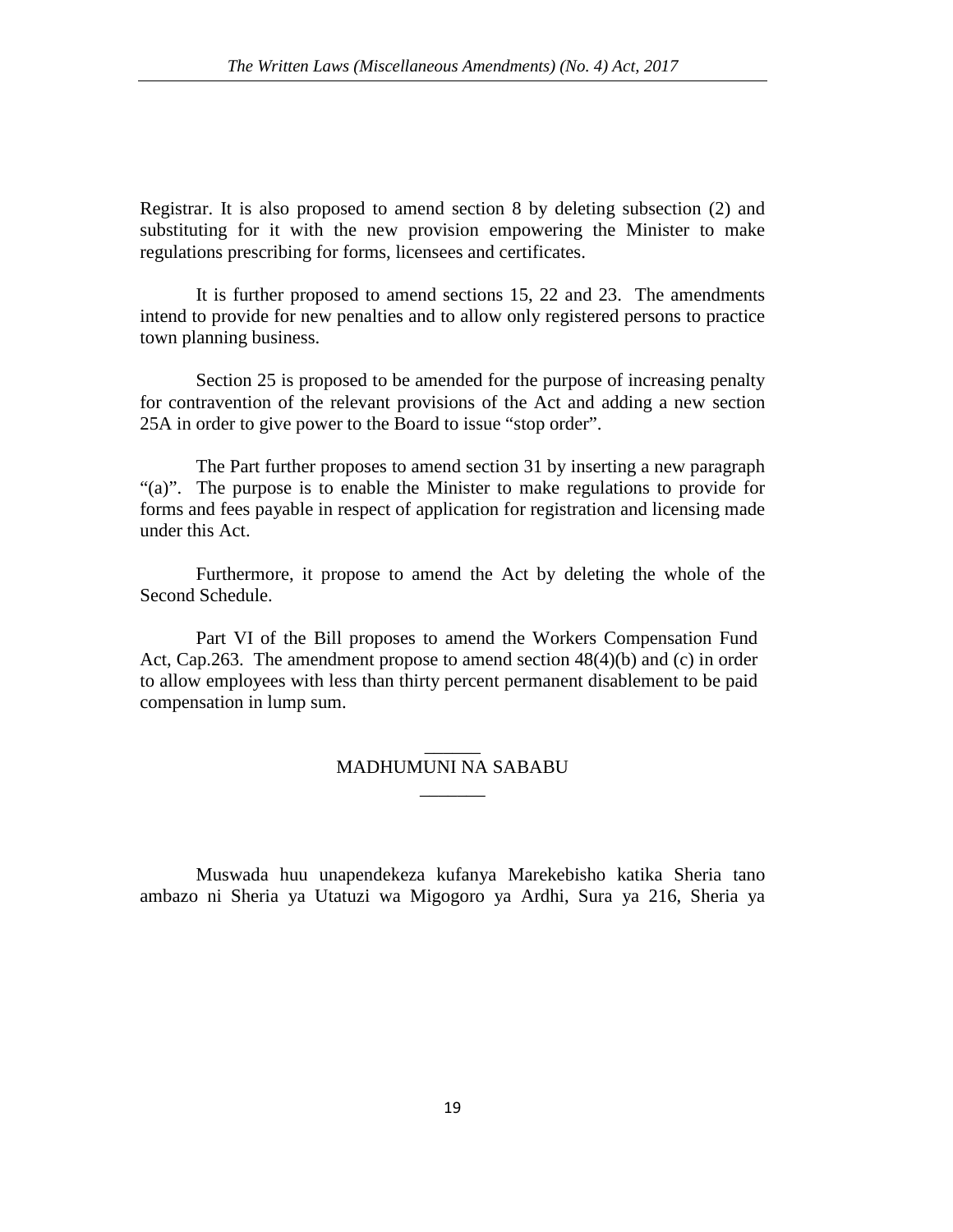Registrar. It is also proposed to amend section 8 by deleting subsection (2) and substituting for it with the new provision empowering the Minister to make regulations prescribing for forms, licensees and certificates.

It is further proposed to amend sections 15, 22 and 23. The amendments intend to provide for new penalties and to allow only registered persons to practice town planning business.

Section 25 is proposed to be amended for the purpose of increasing penalty for contravention of the relevant provisions of the Act and adding a new section 25A in order to give power to the Board to issue "stop order".

The Part further proposes to amend section 31 by inserting a new paragraph "(a)". The purpose is to enable the Minister to make regulations to provide for forms and fees payable in respect of application for registration and licensing made under this Act.

Furthermore, it propose to amend the Act by deleting the whole of the Second Schedule.

Part VI of the Bill proposes to amend the Workers Compensation Fund Act, Cap.263. The amendment propose to amend section 48(4)(b) and (c) in order to allow employees with less than thirty percent permanent disablement to be paid compensation in lump sum.

## MADHUMUNI NA SABABU

Muswada huu unapendekeza kufanya Marekebisho katika Sheria tano ambazo ni Sheria ya Utatuzi wa Migogoro ya Ardhi, Sura ya 216, Sheria ya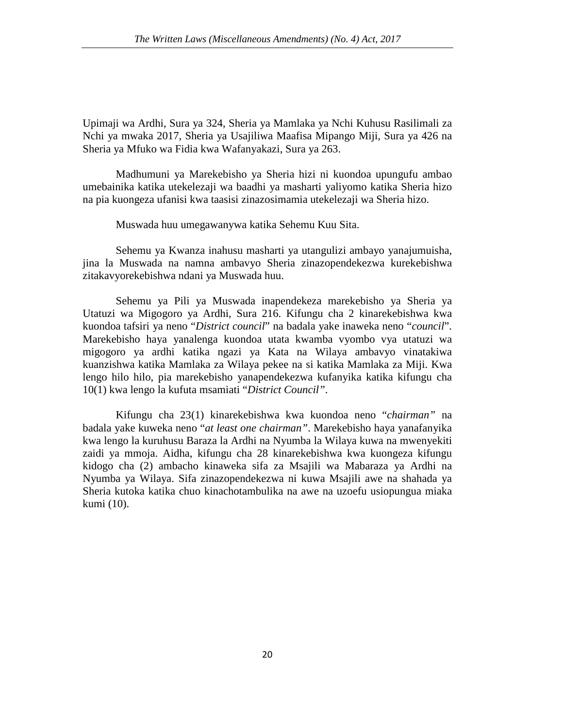Upimaji wa Ardhi, Sura ya 324, Sheria ya Mamlaka ya Nchi Kuhusu Rasilimali za Nchi ya mwaka 2017, Sheria ya Usajiliwa Maafisa Mipango Miji, Sura ya 426 na Sheria ya Mfuko wa Fidia kwa Wafanyakazi, Sura ya 263.

Madhumuni ya Marekebisho ya Sheria hizi ni kuondoa upungufu ambao umebainika katika utekelezaji wa baadhi ya masharti yaliyomo katika Sheria hizo na pia kuongeza ufanisi kwa taasisi zinazosimamia utekelezaji wa Sheria hizo.

Muswada huu umegawanywa katika Sehemu Kuu Sita.

Sehemu ya Kwanza inahusu masharti ya utangulizi ambayo yanajumuisha, jina la Muswada na namna ambavyo Sheria zinazopendekezwa kurekebishwa zitakavyorekebishwa ndani ya Muswada huu.

Sehemu ya Pili ya Muswada inapendekeza marekebisho ya Sheria ya Utatuzi wa Migogoro ya Ardhi, Sura 216. Kifungu cha 2 kinarekebishwa kwa kuondoa tafsiri ya neno "*District council*" na badala yake inaweka neno "*council*". Marekebisho haya yanalenga kuondoa utata kwamba vyombo vya utatuzi wa migogoro ya ardhi katika ngazi ya Kata na Wilaya ambavyo vinatakiwa kuanzishwa katika Mamlaka za Wilaya pekee na si katika Mamlaka za Miji. Kwa lengo hilo hilo, pia marekebisho yanapendekezwa kufanyika katika kifungu cha 10(1) kwa lengo la kufuta msamiati "*District Council"*.

Kifungu cha 23(1) kinarekebishwa kwa kuondoa neno "*chairman"* na badala yake kuweka neno "*at least one chairman"*. Marekebisho haya yanafanyika kwa lengo la kuruhusu Baraza la Ardhi na Nyumba la Wilaya kuwa na mwenyekiti zaidi ya mmoja. Aidha, kifungu cha 28 kinarekebishwa kwa kuongeza kifungu kidogo cha (2) ambacho kinaweka sifa za Msajili wa Mabaraza ya Ardhi na Nyumba ya Wilaya. Sifa zinazopendekezwa ni kuwa Msajili awe na shahada ya Sheria kutoka katika chuo kinachotambulika na awe na uzoefu usiopungua miaka kumi (10).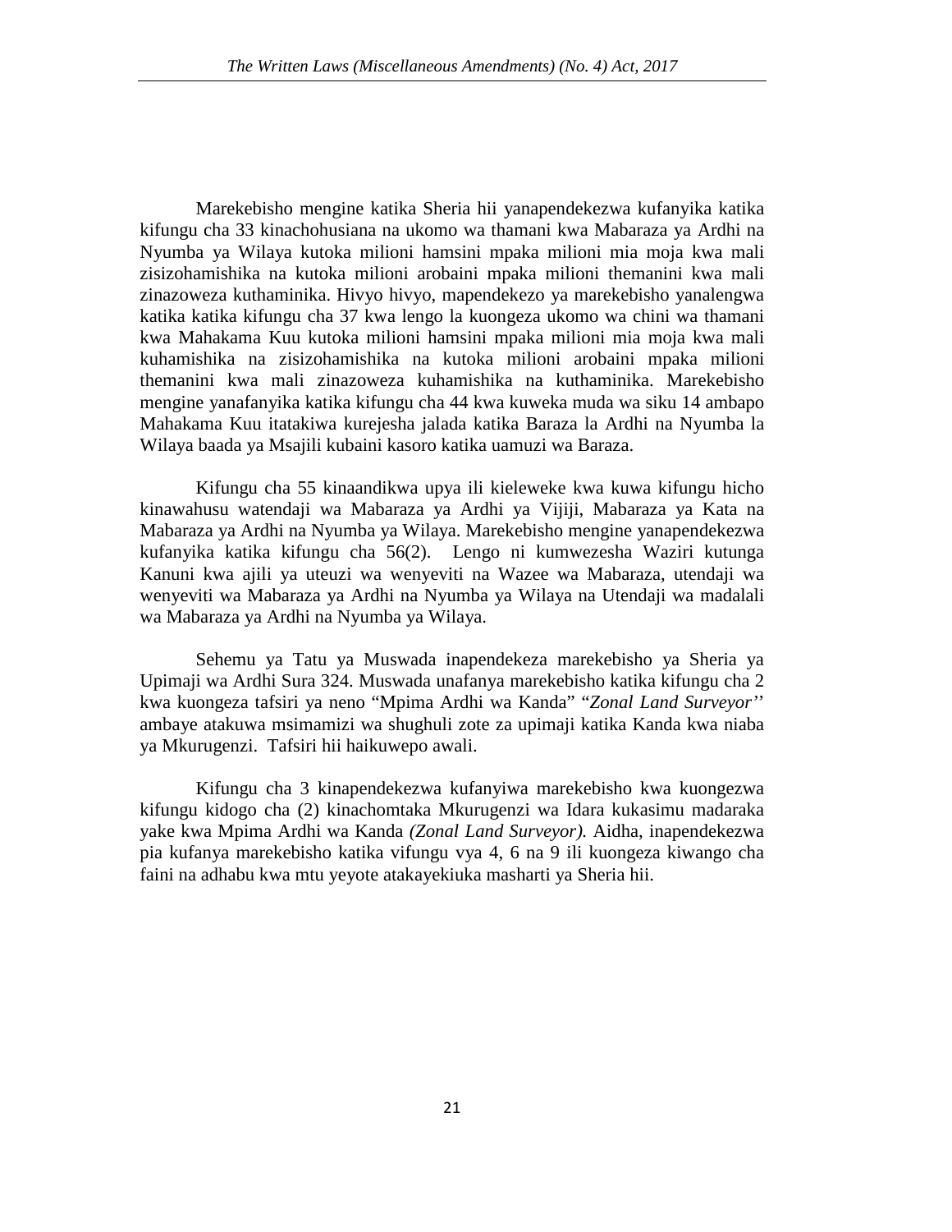Marekebisho mengine katika Sheria hii yanapendekezwa kufanyika katika kifungu cha 33 kinachohusiana na ukomo wa thamani kwa Mabaraza ya Ardhi na Nyumba ya Wilaya kutoka milioni hamsini mpaka milioni mia moja kwa mali zisizohamishika na kutoka milioni arobaini mpaka milioni themanini kwa mali zinazoweza kuthaminika. Hivyo hivyo, mapendekezo ya marekebisho yanalengwa katika katika kifungu cha 37 kwa lengo la kuongeza ukomo wa chini wa thamani kwa Mahakama Kuu kutoka milioni hamsini mpaka milioni mia moja kwa mali kuhamishika na zisizohamishika na kutoka milioni arobaini mpaka milioni themanini kwa mali zinazoweza kuhamishika na kuthaminika. Marekebisho mengine yanafanyika katika kifungu cha 44 kwa kuweka muda wa siku 14 ambapo Mahakama Kuu itatakiwa kurejesha jalada katika Baraza la Ardhi na Nyumba la Wilaya baada ya Msajili kubaini kasoro katika uamuzi wa Baraza.

Kifungu cha 55 kinaandikwa upya ili kieleweke kwa kuwa kifungu hicho kinawahusu watendaji wa Mabaraza ya Ardhi ya Vijiji, Mabaraza ya Kata na Mabaraza ya Ardhi na Nyumba ya Wilaya. Marekebisho mengine yanapendekezwa kufanyika katika kifungu cha 56(2). Lengo ni kumwezesha Waziri kutunga Kanuni kwa ajili ya uteuzi wa wenyeviti na Wazee wa Mabaraza, utendaji wa wenyeviti wa Mabaraza ya Ardhi na Nyumba ya Wilaya na Utendaji wa madalali wa Mabaraza ya Ardhi na Nyumba ya Wilaya.

Sehemu ya Tatu ya Muswada inapendekeza marekebisho ya Sheria ya Upimaji wa Ardhi Sura 324. Muswada unafanya marekebisho katika kifungu cha 2 kwa kuongeza tafsiri ya neno "Mpima Ardhi wa Kanda" "*Zonal Land Surveyor*'' ambaye atakuwa msimamizi wa shughuli zote za upimaji katika Kanda kwa niaba ya Mkurugenzi. Tafsiri hii haikuwepo awali.

Kifungu cha 3 kinapendekezwa kufanyiwa marekebisho kwa kuongezwa kifungu kidogo cha (2) kinachomtaka Mkurugenzi wa Idara kukasimu madaraka yake kwa Mpima Ardhi wa Kanda *(Zonal Land Surveyor).* Aidha, inapendekezwa pia kufanya marekebisho katika vifungu vya 4, 6 na 9 ili kuongeza kiwango cha faini na adhabu kwa mtu yeyote atakayekiuka masharti ya Sheria hii.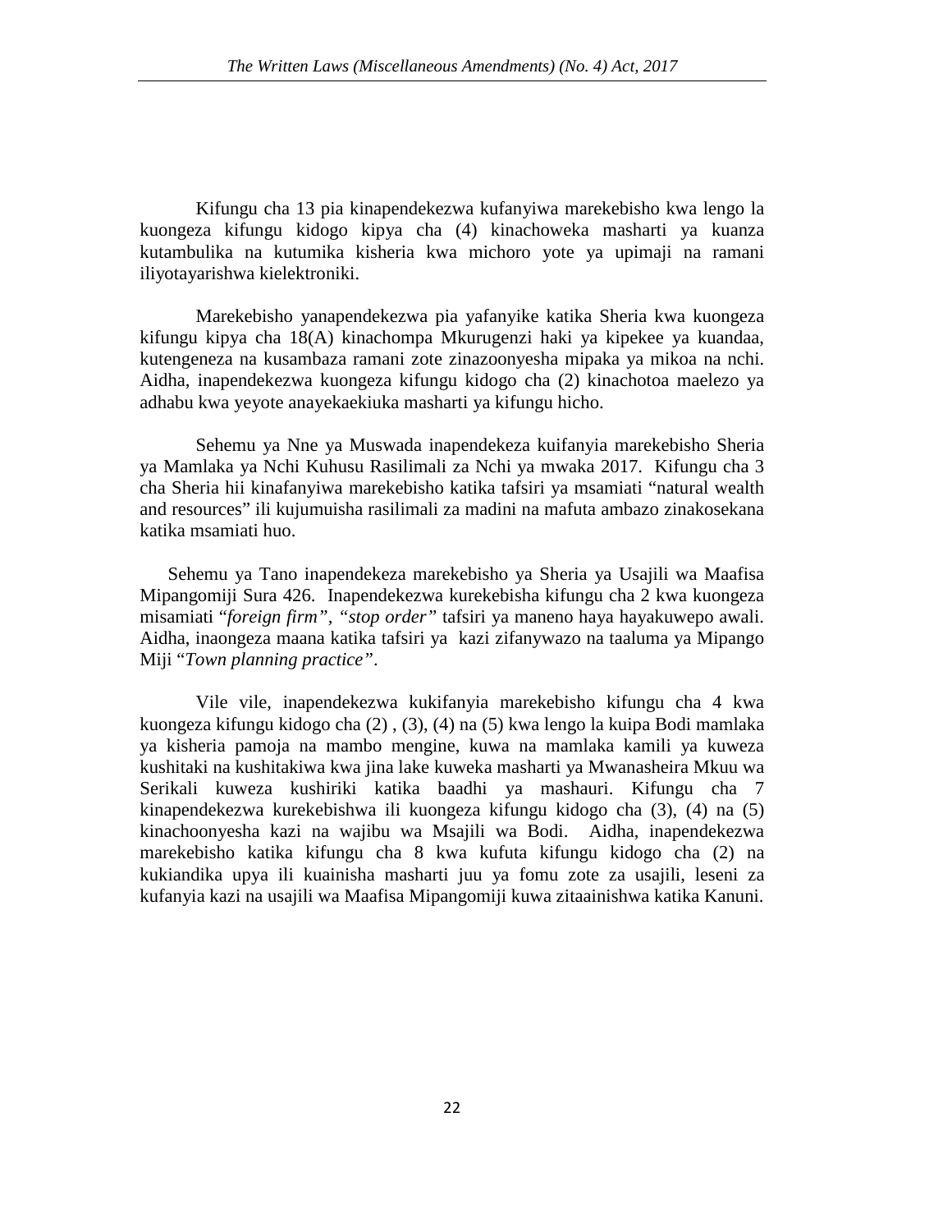Kifungu cha 13 pia kinapendekezwa kufanyiwa marekebisho kwa lengo la kuongeza kifungu kidogo kipya cha (4) kinachoweka masharti ya kuanza kutambulika na kutumika kisheria kwa michoro yote ya upimaji na ramani iliyotayarishwa kielektroniki.

Marekebisho yanapendekezwa pia yafanyike katika Sheria kwa kuongeza kifungu kipya cha 18(A) kinachompa Mkurugenzi haki ya kipekee ya kuandaa, kutengeneza na kusambaza ramani zote zinazoonyesha mipaka ya mikoa na nchi. Aidha, inapendekezwa kuongeza kifungu kidogo cha (2) kinachotoa maelezo ya adhabu kwa yeyote anayekaekiuka masharti ya kifungu hicho.

Sehemu ya Nne ya Muswada inapendekeza kuifanyia marekebisho Sheria ya Mamlaka ya Nchi Kuhusu Rasilimali za Nchi ya mwaka 2017. Kifungu cha 3 cha Sheria hii kinafanyiwa marekebisho katika tafsiri ya msamiati "natural wealth and resources" ili kujumuisha rasilimali za madini na mafuta ambazo zinakosekana katika msamiati huo.

Sehemu ya Tano inapendekeza marekebisho ya Sheria ya Usajili wa Maafisa Mipangomiji Sura 426. Inapendekezwa kurekebisha kifungu cha 2 kwa kuongeza misamiati "*foreign firm*", "*stop order*" tafsiri ya maneno haya hayakuwepo awali. Aidha, inaongeza maana katika tafsiri ya kazi zifanywazo na taaluma ya Mipango Miji "*Town planning practice*".

Vile vile, inapendekezwa kukifanyia marekebisho kifungu cha 4 kwa kuongeza kifungu kidogo cha (2) , (3), (4) na (5) kwa lengo la kuipa Bodi mamlaka ya kisheria pamoja na mambo mengine, kuwa na mamlaka kamili ya kuweza kushitaki na kushitakiwa kwa jina lake kuweka masharti ya Mwanasheira Mkuu wa Serikali kuweza kushiriki katika baadhi ya mashauri. Kifungu cha 7 kinapendekezwa kurekebishwa ili kuongeza kifungu kidogo cha (3), (4) na (5) kinachoonyesha kazi na wajibu wa Msajili wa Bodi. Aidha, inapendekezwa marekebisho katika kifungu cha 8 kwa kufuta kifungu kidogo cha (2) na kukiandika upya ili kuainisha masharti juu ya fomu zote za usajili, leseni za kufanyia kazi na usajili wa Maafisa Mipangomiji kuwa zitaainishwa katika Kanuni.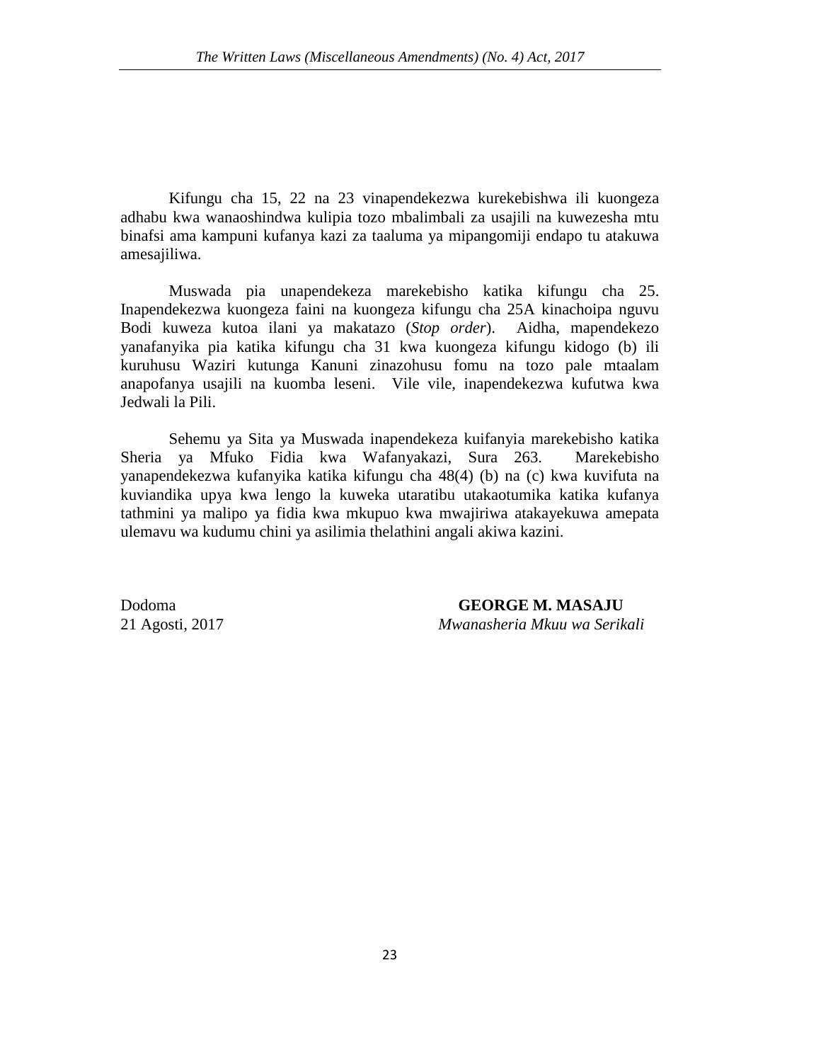Kifungu cha 15, 22 na 23 vinapendekezwa kurekebishwa ili kuongeza adhabu kwa wanaoshindwa kulipia tozo mbalimbali za usajili na kuwezesha mtu binafsi ama kampuni kufanya kazi za taaluma ya mipangomiji endapo tu atakuwa amesajiliwa.

Muswada pia unapendekeza marekebisho katika kifungu cha 25. Inapendekezwa kuongeza faini na kuongeza kifungu cha 25A kinachoipa nguvu Bodi kuweza kutoa ilani ya makatazo (*Stop order*). Aidha, mapendekezo yanafanyika pia katika kifungu cha 31 kwa kuongeza kifungu kidogo (b) ili kuruhusu Waziri kutunga Kanuni zinazohusu fomu na tozo pale mtaalam anapofanya usajili na kuomba leseni. Vile vile, inapendekezwa kufutwa kwa Jedwali la Pili.

Sehemu ya Sita ya Muswada inapendekeza kuifanyia marekebisho katika Sheria ya Mfuko Fidia kwa Wafanyakazi, Sura 263. Marekebisho yanapendekezwa kufanyika katika kifungu cha 48(4) (b) na (c) kwa kuvifuta na kuviandika upya kwa lengo la kuweka utaratibu utakaotumika katika kufanya tathmini ya malipo ya fidia kwa mkupuo kwa mwajiriwa atakayekuwa amepata ulemavu wa kudumu chini ya asilimia thelathini angali akiwa kazini.

Dodoma
21 Agosti, 2017

**GEORGE M. MASAJU**
*Mwanasheria Mkuu wa Serikali*